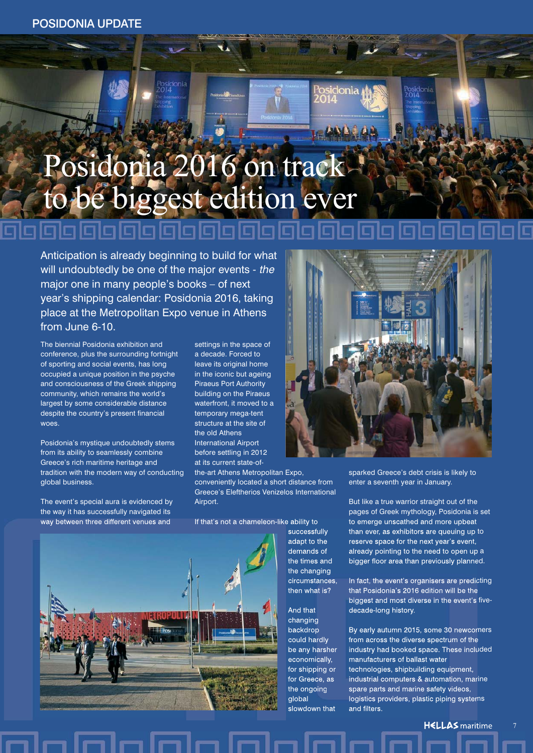# Posidonia 2016 on track to be biggest edition ever

Anticipation is already beginning to build for what will undoubtedly be one of the major events - *the* major one in many people's books – of next year's shipping calendar: Posidonia 2016, taking place at the Metropolitan Expo venue in Athens from June 6-10.

The biennial Posidonia exhibition and conference, plus the surrounding fortnight of sporting and social events, has long occupied a unique position in the psyche and consciousness of the Greek shipping community, which remains the world's largest by some considerable distance despite the country's present financial woes.

Posidonia's mystique undoubtedly stems from its ability to seamlessly combine Greece's rich maritime heritage and tradition with the modern way of conducting global business.

The event's special aura is evidenced by the way it has successfully navigated its way between three different venues and settings in the space of a decade. Forced to leave its original home in the iconic but ageing Piraeus Port Authority building on the Piraeus waterfront, it moved to a temporary mega-tent structure at the site of the old Athens International Airport before settling in 2012 at its current state-of-the-art Athens Metropolitan Expo, conveniently located a short distance from Greece's Eleftherios Venizelos International Airport.

If that's not a chameleon-like ability to successfully adapt to the demands of the times and the changing circumstances, then what is?

And that changing backdrop could hardly be any harsher economically, for shipping or for Greece, as the ongoing global slowdown that sparked Greece's debt crisis is likely to enter a seventh year in January.

But like a true warrior straight out of the pages of Greek mythology, Posidonia is set to emerge unscathed and more upbeat than ever, as exhibitors are queuing up to reserve space for the next year's event, already pointing to the need to open up a bigger floor area than previously planned.

In fact, the event's organisers are predicting that Posidonia's 2016 edition will be the biggest and most diverse in the event's five-decade-long history.

By early autumn 2015, some 30 newcomers from across the diverse spectrum of the industry had booked space. These included manufacturers of ballast water technologies, shipbuilding equipment, industrial computers & automation, marine spare parts and marine safety videos, logistics providers, plastic piping systems and filters.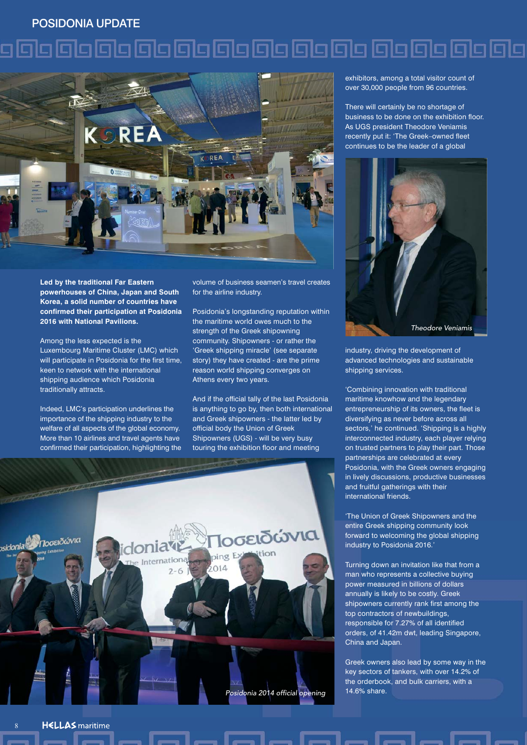## POSIDONIA UPDATE

**Led by the traditional Far Eastern powerhouses of China, Japan and South Korea, a solid number of countries have confirmed their participation at Posidonia 2016 with National Pavilions.**

Among the less expected is the Luxembourg Maritime Cluster (LMC) which will participate in Posidonia for the first time, keen to network with the international shipping audience which Posidonia traditionally attracts.

Indeed, LMC's participation underlines the importance of the shipping industry to the welfare of all aspects of the global economy. More than 10 airlines and travel agents have confirmed their participation, highlighting the volume of business seamen's travel creates for the airline industry.

Posidonia's longstanding reputation within the maritime world owes much to the strength of the Greek shipowning community. Shipowners - or rather the 'Greek shipping miracle' (see separate story) they have created - are the prime reason world shipping converges on Athens every two years.

And if the official tally of the last Posidonia is anything to go by, then both international and Greek shipowners - the latter led by official body the Union of Greek Shipowners (UGS) - will be very busy touring the exhibition floor and meeting exhibitors, among a total visitor count of over 30,000 people from 96 countries.

*Posidonia 2014 official opening*

There will certainly be no shortage of business to be done on the exhibition floor. As UGS president Theodore Veniamis recently put it: 'The Greek–owned fleet continues to be the leader of a global industry, driving the development of advanced technologies and sustainable shipping services.

*Theodore Veniamis*

'Combining innovation with traditional maritime knowhow and the legendary entrepreneurship of its owners, the fleet is diversifying as never before across all sectors,' he continued. 'Shipping is a highly interconnected industry, each player relying on trusted partners to play their part. Those partnerships are celebrated at every Posidonia, with the Greek owners engaging in lively discussions, productive businesses and fruitful gatherings with their international friends.

'The Union of Greek Shipowners and the entire Greek shipping community look forward to welcoming the global shipping industry to Posidonia 2016.'

Turning down an invitation like that from a man who represents a collective buying power measured in billions of dollars annually is likely to be costly. Greek shipowners currently rank first among the top contractors of newbuildings, responsible for 7.27% of all identified orders, of 41.42m dwt, leading Singapore, China and Japan.

Greek owners also lead by some way in the key sectors of tankers, with over 14.2% of the orderbook, and bulk carriers, with a 14.6% share.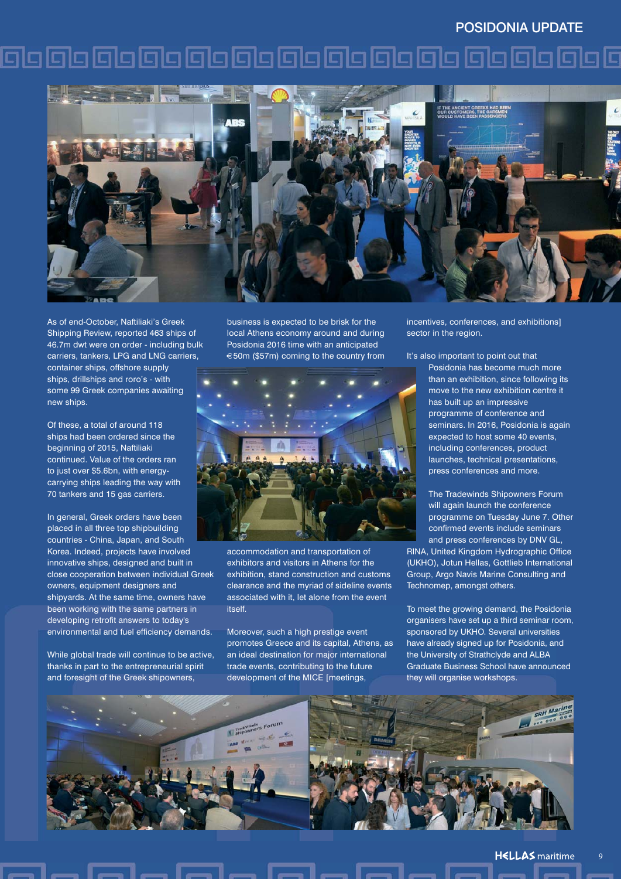As of end-October, Naftiliaki's Greek Shipping Review, reported 463 ships of 46.7m dwt were on order - including bulk carriers, tankers, LPG and LNG carriers, container ships, offshore supply ships, drillships and roro's - with some 99 Greek companies awaiting new ships.

Of these, a total of around 118 ships had been ordered since the beginning of 2015, Naftiliaki continued. Value of the orders ran to just over $5.6bn, with energy-carrying ships leading the way with 70 tankers and 15 gas carriers.

In general, Greek orders have been placed in all three top shipbuilding countries - China, Japan, and South Korea. Indeed, projects have involved innovative ships, designed and built in close cooperation between individual Greek owners, equipment designers and shipyards. At the same time, owners have been working with the same partners in developing retrofit answers to today's environmental and fuel efficiency demands.

While global trade will continue to be active, thanks in part to the entrepreneurial spirit and foresight of the Greek shipowners, business is expected to be brisk for the local Athens economy around and during Posidonia 2016 time with an anticipated €50m ($57m) coming to the country from accommodation and transportation of exhibitors and visitors in Athens for the exhibition, stand construction and customs clearance and the myriad of sideline events associated with it, let alone from the event itself.

Moreover, such a high prestige event promotes Greece and its capital, Athens, as an ideal destination for major international trade events, contributing to the future development of the MICE [meetings, incentives, conferences, and exhibitions] sector in the region.

It's also important to point out that Posidonia has become much more than an exhibition, since following its move to the new exhibition centre it has built up an impressive programme of conference and seminars. In 2016, Posidonia is again expected to host some 40 events, including conferences, product launches, technical presentations, press conferences and more.

The Tradewinds Shipowners Forum will again launch the conference programme on Tuesday June 7. Other confirmed events include seminars and press conferences by DNV GL, RINA, United Kingdom Hydrographic Office (UKHO), Jotun Hellas, Gottlieb International Group, Argo Navis Marine Consulting and Technomep, amongst others.

To meet the growing demand, the Posidonia organisers have set up a third seminar room, sponsored by UKHO. Several universities have already signed up for Posidonia, and the University of Strathclyde and ALBA Graduate Business School have announced they will organise workshops.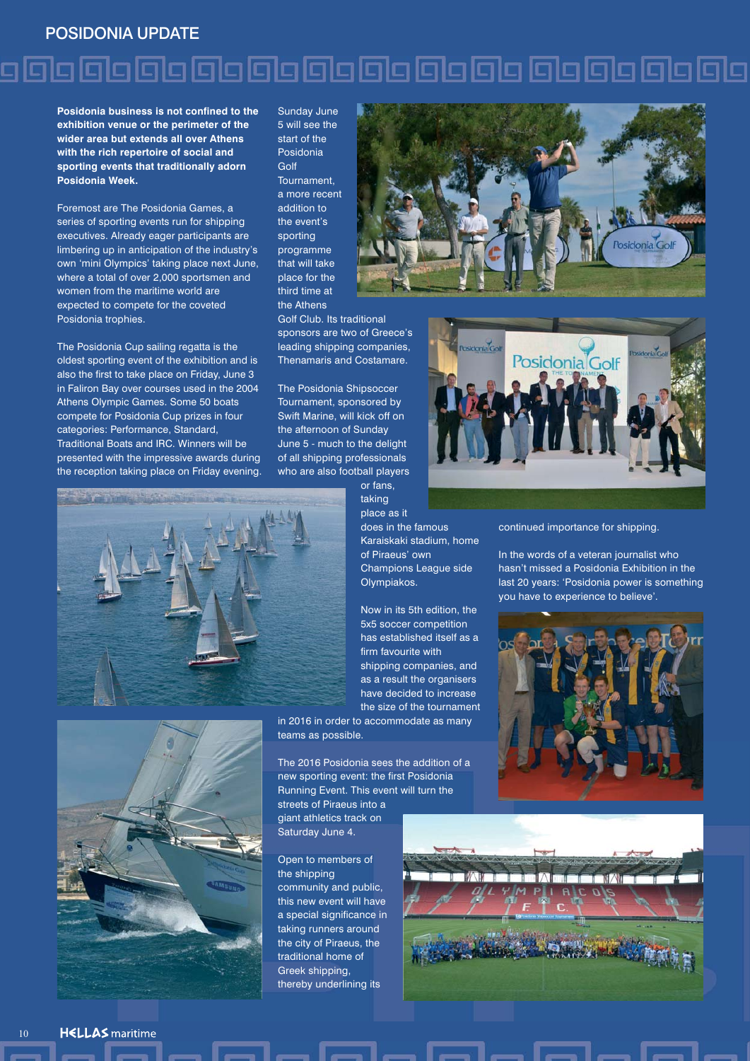# POSIDONIA UPDATE

**Posidonia business is not confined to the exhibition venue or the perimeter of the wider area but extends all over Athens with the rich repertoire of social and sporting events that traditionally adorn Posidonia Week.**

Foremost are The Posidonia Games, a series of sporting events run for shipping executives. Already eager participants are limbering up in anticipation of the industry's own 'mini Olympics' taking place next June, where a total of over 2,000 sportsmen and women from the maritime world are expected to compete for the coveted Posidonia trophies.

The Posidonia Cup sailing regatta is the oldest sporting event of the exhibition and is also the first to take place on Friday, June 3 in Faliron Bay over courses used in the 2004 Athens Olympic Games. Some 50 boats compete for Posidonia Cup prizes in four categories: Performance, Standard, Traditional Boats and IRC. Winners will be presented with the impressive awards during the reception taking place on Friday evening.

Sunday June 5 will see the start of the Posidonia Golf Tournament, a more recent addition to the event's sporting programme that will take place for the third time at the Athens Golf Club. Its traditional sponsors are two of Greece's leading shipping companies, Thenamaris and Costamare.

The Posidonia Shipsoccer Tournament, sponsored by Swift Marine, will kick off on the afternoon of Sunday June 5 - much to the delight of all shipping professionals who are also football players or fans, taking place as it does in the famous Karaiskaki stadium, home of Piraeus' own Champions League side Olympiakos.

Now in its 5th edition, the 5x5 soccer competition has established itself as a firm favourite with shipping companies, and as a result the organisers have decided to increase the size of the tournament in 2016 in order to accommodate as many teams as possible.

The 2016 Posidonia sees the addition of a new sporting event: the first Posidonia Running Event. This event will turn the streets of Piraeus into a giant athletics track on Saturday June 4.

Open to members of the shipping community and public, this new event will have a special significance in taking runners around the city of Piraeus, the traditional home of Greek shipping, thereby underlining its continued importance for shipping.

In the words of a veteran journalist who hasn't missed a Posidonia Exhibition in the last 20 years: 'Posidonia power is something you have to experience to believe'.